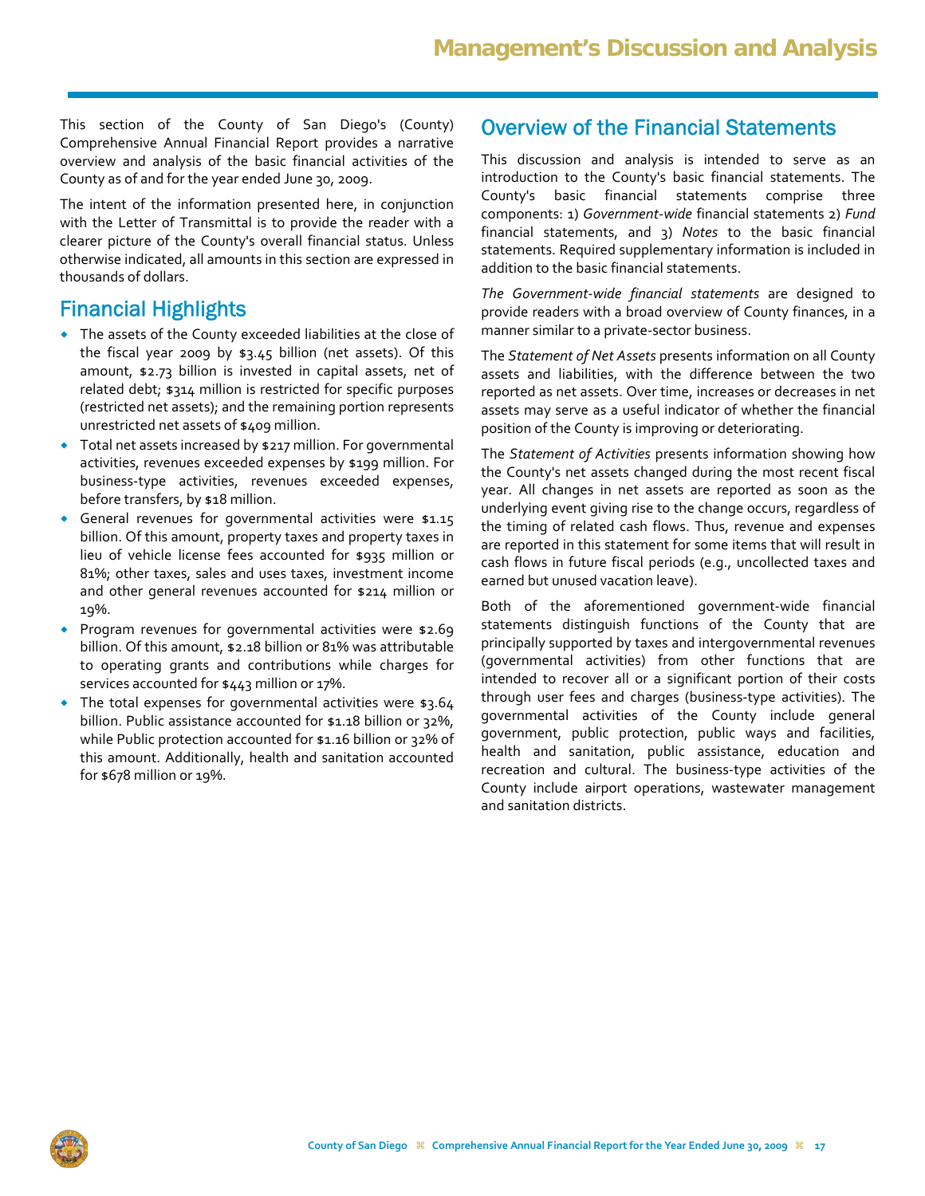# Management's Discussion and Analysis

This section of the County of San Diego's (County) Comprehensive Annual Financial Report provides a narrative overview and analysis of the basic financial activities of the County as of and for the year ended June 30, 2009.

The intent of the information presented here, in conjunction with the Letter of Transmittal is to provide the reader with a clearer picture of the County's overall financial status. Unless otherwise indicated, all amounts in this section are expressed in thousands of dollars.

## Financial Highlights

- The assets of the County exceeded liabilities at the close of the fiscal year 2009 by $3.45 billion (net assets). Of this amount, $2.73 billion is invested in capital assets, net of related debt; $314 million is restricted for specific purposes (restricted net assets); and the remaining portion represents unrestricted net assets of $409 million.
- Total net assets increased by $217 million. For governmental activities, revenues exceeded expenses by $199 million. For business-type activities, revenues exceeded expenses, before transfers, by $18 million.
- General revenues for governmental activities were $1.15 billion. Of this amount, property taxes and property taxes in lieu of vehicle license fees accounted for $935 million or 81%; other taxes, sales and uses taxes, investment income and other general revenues accounted for $214 million or 19%.
- Program revenues for governmental activities were $2.69 billion. Of this amount, $2.18 billion or 81% was attributable to operating grants and contributions while charges for services accounted for $443 million or 17%.
- The total expenses for governmental activities were $3.64 billion. Public assistance accounted for $1.18 billion or 32%, while Public protection accounted for $1.16 billion or 32% of this amount. Additionally, health and sanitation accounted for $678 million or 19%.

## Overview of the Financial Statements

This discussion and analysis is intended to serve as an introduction to the County's basic financial statements. The County's basic financial statements comprise three components: 1) *Government-wide* financial statements 2) *Fund* financial statements, and 3) *Notes* to the basic financial statements. Required supplementary information is included in addition to the basic financial statements.

*The Government-wide financial statements* are designed to provide readers with a broad overview of County finances, in a manner similar to a private-sector business.

The *Statement of Net Assets* presents information on all County assets and liabilities, with the difference between the two reported as net assets. Over time, increases or decreases in net assets may serve as a useful indicator of whether the financial position of the County is improving or deteriorating.

The *Statement of Activities* presents information showing how the County's net assets changed during the most recent fiscal year. All changes in net assets are reported as soon as the underlying event giving rise to the change occurs, regardless of the timing of related cash flows. Thus, revenue and expenses are reported in this statement for some items that will result in cash flows in future fiscal periods (e.g., uncollected taxes and earned but unused vacation leave).

Both of the aforementioned government-wide financial statements distinguish functions of the County that are principally supported by taxes and intergovernmental revenues (governmental activities) from other functions that are intended to recover all or a significant portion of their costs through user fees and charges (business-type activities). The governmental activities of the County include general government, public protection, public ways and facilities, health and sanitation, public assistance, education and recreation and cultural. The business-type activities of the County include airport operations, wastewater management and sanitation districts.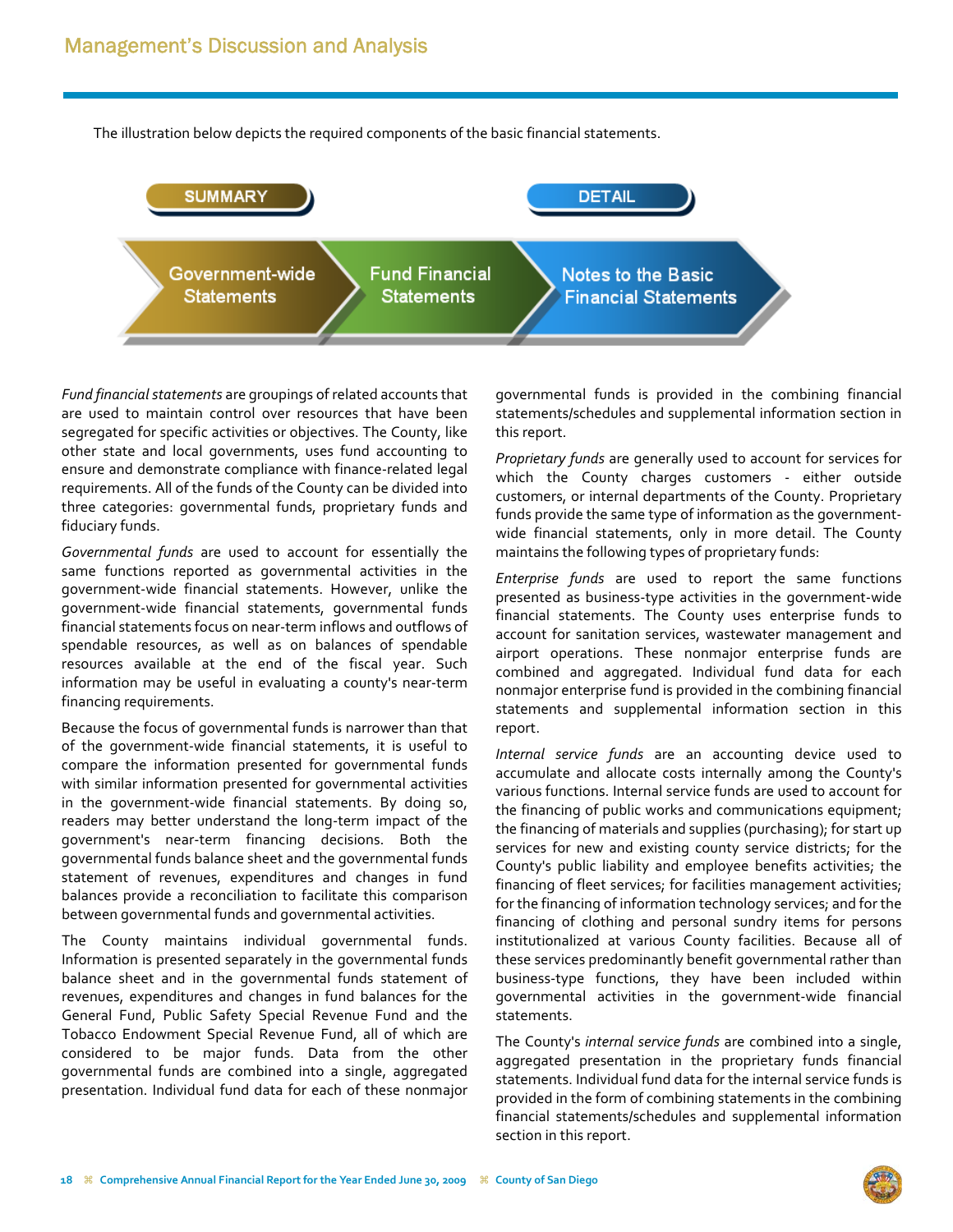The illustration below depicts the required components of the basic financial statements.

SUMMARY — DETAIL

Government-wide Statements → Fund Financial Statements → Notes to the Basic Financial Statements

*Fund financial statements* are groupings of related accounts that are used to maintain control over resources that have been segregated for specific activities or objectives. The County, like other state and local governments, uses fund accounting to ensure and demonstrate compliance with finance-related legal requirements. All of the funds of the County can be divided into three categories: governmental funds, proprietary funds and fiduciary funds.

*Governmental funds* are used to account for essentially the same functions reported as governmental activities in the government-wide financial statements. However, unlike the government-wide financial statements, governmental funds financial statements focus on near-term inflows and outflows of spendable resources, as well as on balances of spendable resources available at the end of the fiscal year. Such information may be useful in evaluating a county's near-term financing requirements.

Because the focus of governmental funds is narrower than that of the government-wide financial statements, it is useful to compare the information presented for governmental funds with similar information presented for governmental activities in the government-wide financial statements. By doing so, readers may better understand the long-term impact of the government's near-term financing decisions. Both the governmental funds balance sheet and the governmental funds statement of revenues, expenditures and changes in fund balances provide a reconciliation to facilitate this comparison between governmental funds and governmental activities.

The County maintains individual governmental funds. Information is presented separately in the governmental funds balance sheet and in the governmental funds statement of revenues, expenditures and changes in fund balances for the General Fund, Public Safety Special Revenue Fund and the Tobacco Endowment Special Revenue Fund, all of which are considered to be major funds. Data from the other governmental funds are combined into a single, aggregated presentation. Individual fund data for each of these nonmajor governmental funds is provided in the combining financial statements/schedules and supplemental information section in this report.

*Proprietary funds* are generally used to account for services for which the County charges customers - either outside customers, or internal departments of the County. Proprietary funds provide the same type of information as the government-wide financial statements, only in more detail. The County maintains the following types of proprietary funds:

*Enterprise funds* are used to report the same functions presented as business-type activities in the government-wide financial statements. The County uses enterprise funds to account for sanitation services, wastewater management and airport operations. These nonmajor enterprise funds are combined and aggregated. Individual fund data for each nonmajor enterprise fund is provided in the combining financial statements and supplemental information section in this report.

*Internal service funds* are an accounting device used to accumulate and allocate costs internally among the County's various functions. Internal service funds are used to account for the financing of public works and communications equipment; the financing of materials and supplies (purchasing); for start up services for new and existing county service districts; for the County's public liability and employee benefits activities; the financing of fleet services; for facilities management activities; for the financing of information technology services; and for the financing of clothing and personal sundry items for persons institutionalized at various County facilities. Because all of these services predominantly benefit governmental rather than business-type functions, they have been included within governmental activities in the government-wide financial statements.

The County's *internal service funds* are combined into a single, aggregated presentation in the proprietary funds financial statements. Individual fund data for the internal service funds is provided in the form of combining statements in the combining financial statements/schedules and supplemental information section in this report.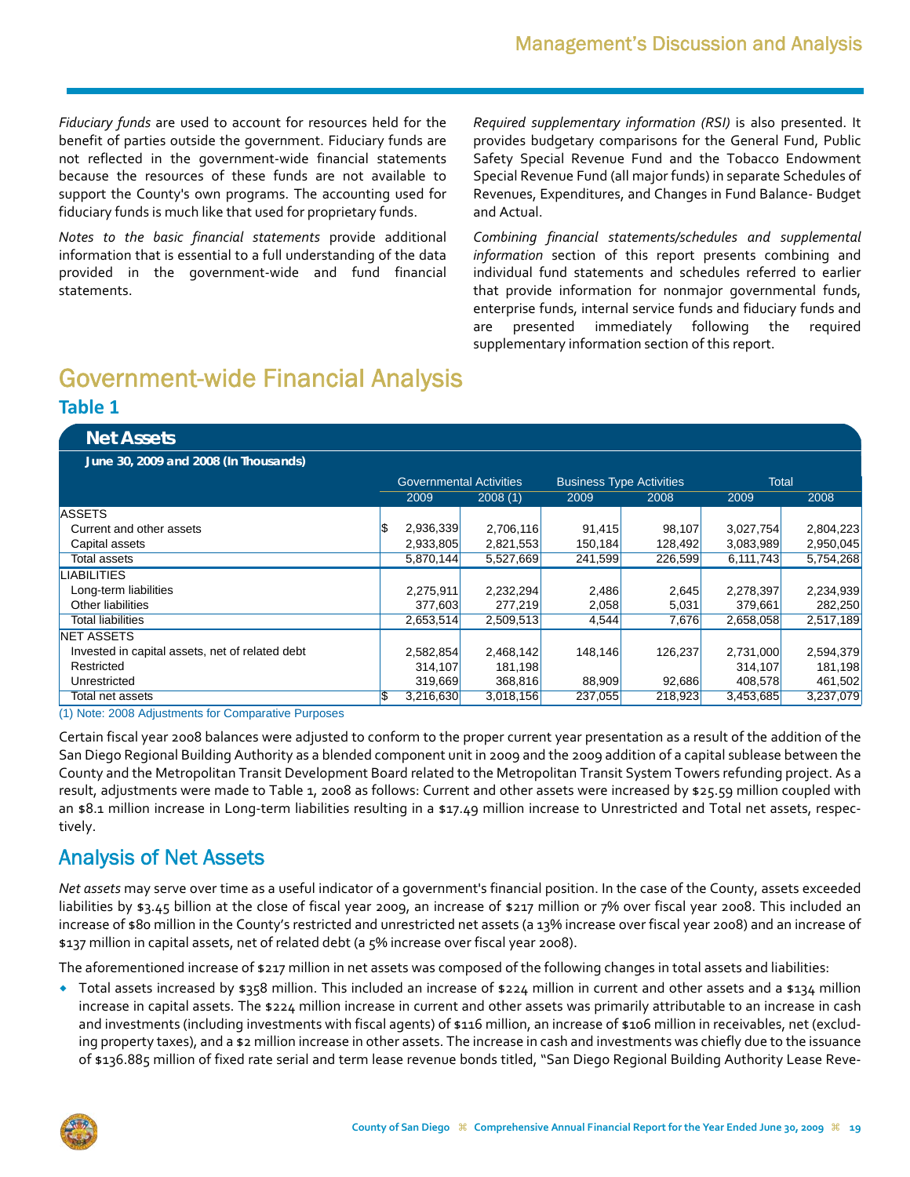*Fiduciary funds* are used to account for resources held for the benefit of parties outside the government. Fiduciary funds are not reflected in the government-wide financial statements because the resources of these funds are not available to support the County's own programs. The accounting used for fiduciary funds is much like that used for proprietary funds.

*Notes to the basic financial statements* provide additional information that is essential to a full understanding of the data provided in the government-wide and fund financial statements.

*Required supplementary information (RSI)* is also presented. It provides budgetary comparisons for the General Fund, Public Safety Special Revenue Fund and the Tobacco Endowment Special Revenue Fund (all major funds) in separate Schedules of Revenues, Expenditures, and Changes in Fund Balance- Budget and Actual.

*Combining financial statements/schedules and supplemental information* section of this report presents combining and individual fund statements and schedules referred to earlier that provide information for nonmajor governmental funds, enterprise funds, internal service funds and fiduciary funds and are presented immediately following the required supplementary information section of this report.

# Government-wide Financial Analysis

## Table 1

**Net Assets**

**June 30, 2009 and 2008 (In Thousands)**

| | Governmental Activities | | Business Type Activities | | Total | |
|---|---|---|---|---|---|---|
| | 2009 | 2008 (1) | 2009 | 2008 | 2009 | 2008 |
| ASSETS | | | | | | |
| Current and other assets | $ 2,936,339 | 2,706,116 | 91,415 | 98,107 | 3,027,754 | 2,804,223 |
| Capital assets | 2,933,805 | 2,821,553 | 150,184 | 128,492 | 3,083,989 | 2,950,045 |
| Total assets | 5,870,144 | 5,527,669 | 241,599 | 226,599 | 6,111,743 | 5,754,268 |
| LIABILITIES | | | | | | |
| Long-term liabilities | 2,275,911 | 2,232,294 | 2,486 | 2,645 | 2,278,397 | 2,234,939 |
| Other liabilities | 377,603 | 277,219 | 2,058 | 5,031 | 379,661 | 282,250 |
| Total liabilities | 2,653,514 | 2,509,513 | 4,544 | 7,676 | 2,658,058 | 2,517,189 |
| NET ASSETS | | | | | | |
| Invested in capital assets, net of related debt | 2,582,854 | 2,468,142 | 148,146 | 126,237 | 2,731,000 | 2,594,379 |
| Restricted | 314,107 | 181,198 | | | 314,107 | 181,198 |
| Unrestricted | 319,669 | 368,816 | 88,909 | 92,686 | 408,578 | 461,502 |
| Total net assets | $ 3,216,630 | 3,018,156 | 237,055 | 218,923 | 3,453,685 | 3,237,079 |

(1) Note: 2008 Adjustments for Comparative Purposes

Certain fiscal year 2008 balances were adjusted to conform to the proper current year presentation as a result of the addition of the San Diego Regional Building Authority as a blended component unit in 2009 and the 2009 addition of a capital sublease between the County and the Metropolitan Transit Development Board related to the Metropolitan Transit System Towers refunding project. As a result, adjustments were made to Table 1, 2008 as follows: Current and other assets were increased by $25.59 million coupled with an $8.1 million increase in Long-term liabilities resulting in a $17.49 million increase to Unrestricted and Total net assets, respectively.

## Analysis of Net Assets

*Net assets* may serve over time as a useful indicator of a government's financial position. In the case of the County, assets exceeded liabilities by $3.45 billion at the close of fiscal year 2009, an increase of $217 million or 7% over fiscal year 2008. This included an increase of $80 million in the County's restricted and unrestricted net assets (a 13% increase over fiscal year 2008) and an increase of $137 million in capital assets, net of related debt (a 5% increase over fiscal year 2008).

The aforementioned increase of $217 million in net assets was composed of the following changes in total assets and liabilities:

- Total assets increased by $358 million. This included an increase of $224 million in current and other assets and a $134 million increase in capital assets. The $224 million increase in current and other assets was primarily attributable to an increase in cash and investments (including investments with fiscal agents) of $116 million, an increase of $106 million in receivables, net (excluding property taxes), and a $2 million increase in other assets. The increase in cash and investments was chiefly due to the issuance of $136.885 million of fixed rate serial and term lease revenue bonds titled, "San Diego Regional Building Authority Lease Reve-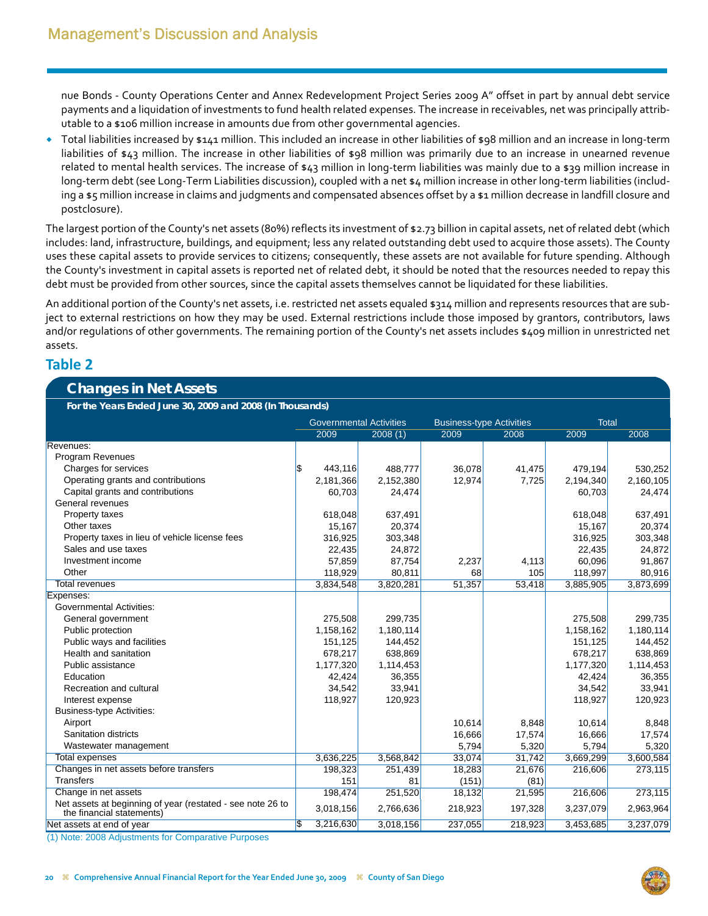nue Bonds - County Operations Center and Annex Redevelopment Project Series 2009 A" offset in part by annual debt service payments and a liquidation of investments to fund health related expenses. The increase in receivables, net was principally attributable to a $106 million increase in amounts due from other governmental agencies.

- Total liabilities increased by $141 million. This included an increase in other liabilities of $98 million and an increase in long-term liabilities of $43 million. The increase in other liabilities of $98 million was primarily due to an increase in unearned revenue related to mental health services. The increase of $43 million in long-term liabilities was mainly due to a $39 million increase in long-term debt (see Long-Term Liabilities discussion), coupled with a net $4 million increase in other long-term liabilities (including a $5 million increase in claims and judgments and compensated absences offset by a $1 million decrease in landfill closure and postclosure).

The largest portion of the County's net assets (80%) reflects its investment of $2.73 billion in capital assets, net of related debt (which includes: land, infrastructure, buildings, and equipment; less any related outstanding debt used to acquire those assets). The County uses these capital assets to provide services to citizens; consequently, these assets are not available for future spending. Although the County's investment in capital assets is reported net of related debt, it should be noted that the resources needed to repay this debt must be provided from other sources, since the capital assets themselves cannot be liquidated for these liabilities.

An additional portion of the County's net assets, i.e. restricted net assets equaled $314 million and represents resources that are subject to external restrictions on how they may be used. External restrictions include those imposed by grantors, contributors, laws and/or regulations of other governments. The remaining portion of the County's net assets includes $409 million in unrestricted net assets.

## Table 2

### Changes in Net Assets

**For the Years Ended June 30, 2009 and 2008 (In Thousands)**

| | Governmental Activities | | Business-type Activities | | Total | |
|---|---|---|---|---|---|---|
| | 2009 | 2008 (1) | 2009 | 2008 | 2009 | 2008 |
| Revenues: | | | | | | |
| Program Revenues | | | | | | |
| Charges for services | $ 443,116 | 488,777 | 36,078 | 41,475 | 479,194 | 530,252 |
| Operating grants and contributions | 2,181,366 | 2,152,380 | 12,974 | 7,725 | 2,194,340 | 2,160,105 |
| Capital grants and contributions | 60,703 | 24,474 | | | 60,703 | 24,474 |
| General revenues | | | | | | |
| Property taxes | 618,048 | 637,491 | | | 618,048 | 637,491 |
| Other taxes | 15,167 | 20,374 | | | 15,167 | 20,374 |
| Property taxes in lieu of vehicle license fees | 316,925 | 303,348 | | | 316,925 | 303,348 |
| Sales and use taxes | 22,435 | 24,872 | | | 22,435 | 24,872 |
| Investment income | 57,859 | 87,754 | 2,237 | 4,113 | 60,096 | 91,867 |
| Other | 118,929 | 80,811 | 68 | 105 | 118,997 | 80,916 |
| Total revenues | 3,834,548 | 3,820,281 | 51,357 | 53,418 | 3,885,905 | 3,873,699 |
| Expenses: | | | | | | |
| Governmental Activities: | | | | | | |
| General government | 275,508 | 299,735 | | | 275,508 | 299,735 |
| Public protection | 1,158,162 | 1,180,114 | | | 1,158,162 | 1,180,114 |
| Public ways and facilities | 151,125 | 144,452 | | | 151,125 | 144,452 |
| Health and sanitation | 678,217 | 638,869 | | | 678,217 | 638,869 |
| Public assistance | 1,177,320 | 1,114,453 | | | 1,177,320 | 1,114,453 |
| Education | 42,424 | 36,355 | | | 42,424 | 36,355 |
| Recreation and cultural | 34,542 | 33,941 | | | 34,542 | 33,941 |
| Interest expense | 118,927 | 120,923 | | | 118,927 | 120,923 |
| Business-type Activities: | | | | | | |
| Airport | | | 10,614 | 8,848 | 10,614 | 8,848 |
| Sanitation districts | | | 16,666 | 17,574 | 16,666 | 17,574 |
| Wastewater management | | | 5,794 | 5,320 | 5,794 | 5,320 |
| Total expenses | 3,636,225 | 3,568,842 | 33,074 | 31,742 | 3,669,299 | 3,600,584 |
| Changes in net assets before transfers | 198,323 | 251,439 | 18,283 | 21,676 | 216,606 | 273,115 |
| Transfers | 151 | 81 | (151) | (81) | | |
| Change in net assets | 198,474 | 251,520 | 18,132 | 21,595 | 216,606 | 273,115 |
| Net assets at beginning of year (restated - see note 26 to the financial statements) | 3,018,156 | 2,766,636 | 218,923 | 197,328 | 3,237,079 | 2,963,964 |
| Net assets at end of year | $ 3,216,630 | 3,018,156 | 237,055 | 218,923 | 3,453,685 | 3,237,079 |

(1) Note: 2008 Adjustments for Comparative Purposes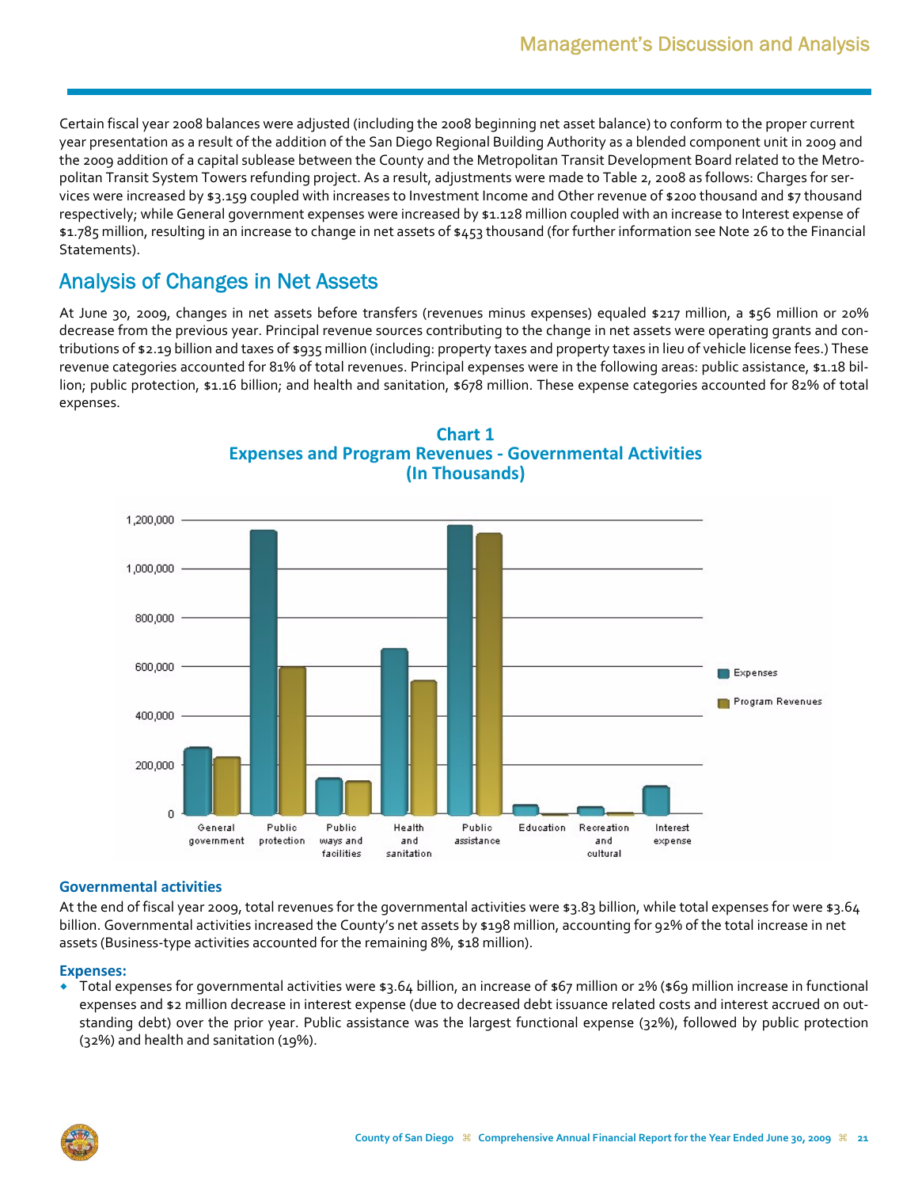Certain fiscal year 2008 balances were adjusted (including the 2008 beginning net asset balance) to conform to the proper current year presentation as a result of the addition of the San Diego Regional Building Authority as a blended component unit in 2009 and the 2009 addition of a capital sublease between the County and the Metropolitan Transit Development Board related to the Metropolitan Transit System Towers refunding project. As a result, adjustments were made to Table 2, 2008 as follows: Charges for services were increased by $3.159 coupled with increases to Investment Income and Other revenue of $200 thousand and $7 thousand respectively; while General government expenses were increased by $1.128 million coupled with an increase to Interest expense of $1.785 million, resulting in an increase to change in net assets of $453 thousand (for further information see Note 26 to the Financial Statements).

## Analysis of Changes in Net Assets

At June 30, 2009, changes in net assets before transfers (revenues minus expenses) equaled $217 million, a $56 million or 20% decrease from the previous year. Principal revenue sources contributing to the change in net assets were operating grants and contributions of $2.19 billion and taxes of $935 million (including: property taxes and property taxes in lieu of vehicle license fees.) These revenue categories accounted for 81% of total revenues. Principal expenses were in the following areas: public assistance, $1.18 billion; public protection, $1.16 billion; and health and sanitation, $678 million. These expense categories accounted for 82% of total expenses.

**Chart 1**
**Expenses and Program Revenues - Governmental Activities**
**(In Thousands)**

### Governmental activities

At the end of fiscal year 2009, total revenues for the governmental activities were $3.83 billion, while total expenses for were $3.64 billion. Governmental activities increased the County's net assets by $198 million, accounting for 92% of the total increase in net assets (Business-type activities accounted for the remaining 8%, $18 million).

**Expenses:**

- Total expenses for governmental activities were $3.64 billion, an increase of $67 million or 2% ($69 million increase in functional expenses and $2 million decrease in interest expense (due to decreased debt issuance related costs and interest accrued on outstanding debt) over the prior year. Public assistance was the largest functional expense (32%), followed by public protection (32%) and health and sanitation (19%).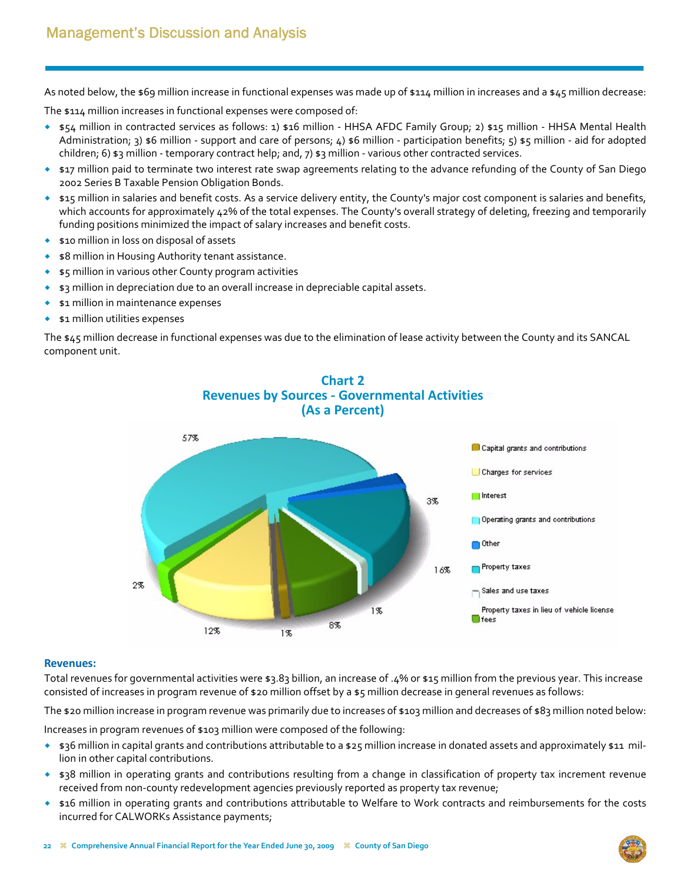## Management's Discussion and Analysis

As noted below, the $69 million increase in functional expenses was made up of $114 million in increases and a $45 million decrease:

The $114 million increases in functional expenses were composed of:

- $54 million in contracted services as follows: 1) $16 million - HHSA AFDC Family Group; 2) $15 million - HHSA Mental Health Administration; 3) $6 million - support and care of persons; 4) $6 million - participation benefits; 5) $5 million - aid for adopted children; 6) $3 million - temporary contract help; and, 7) $3 million - various other contracted services.
- $17 million paid to terminate two interest rate swap agreements relating to the advance refunding of the County of San Diego 2002 Series B Taxable Pension Obligation Bonds.
- $15 million in salaries and benefit costs. As a service delivery entity, the County's major cost component is salaries and benefits, which accounts for approximately 42% of the total expenses. The County's overall strategy of deleting, freezing and temporarily funding positions minimized the impact of salary increases and benefit costs.
- $10 million in loss on disposal of assets
- $8 million in Housing Authority tenant assistance.
- $5 million in various other County program activities
- $3 million in depreciation due to an overall increase in depreciable capital assets.
- $1 million in maintenance expenses
- $1 million utilities expenses

The $45 million decrease in functional expenses was due to the elimination of lease activity between the County and its SANCAL component unit.

**Chart 2**
**Revenues by Sources - Governmental Activities**
**(As a Percent)**

| Source | Percent |
|---|---|
| Capital grants and contributions | 1% |
| Charges for services | 12% |
| Interest | 2% |
| Operating grants and contributions | 57% |
| Other | 3% |
| Property taxes | 16% |
| Sales and use taxes | 1% |
| Property taxes in lieu of vehicle license fees | 8% |

### Revenues:

Total revenues for governmental activities were $3.83 billion, an increase of .4% or $15 million from the previous year. This increase consisted of increases in program revenue of $20 million offset by a $5 million decrease in general revenues as follows:

The $20 million increase in program revenue was primarily due to increases of $103 million and decreases of $83 million noted below:

Increases in program revenues of $103 million were composed of the following:

- $36 million in capital grants and contributions attributable to a $25 million increase in donated assets and approximately $11 million in other capital contributions.
- $38 million in operating grants and contributions resulting from a change in classification of property tax increment revenue received from non-county redevelopment agencies previously reported as property tax revenue;
- $16 million in operating grants and contributions attributable to Welfare to Work contracts and reimbursements for the costs incurred for CALWORKs Assistance payments;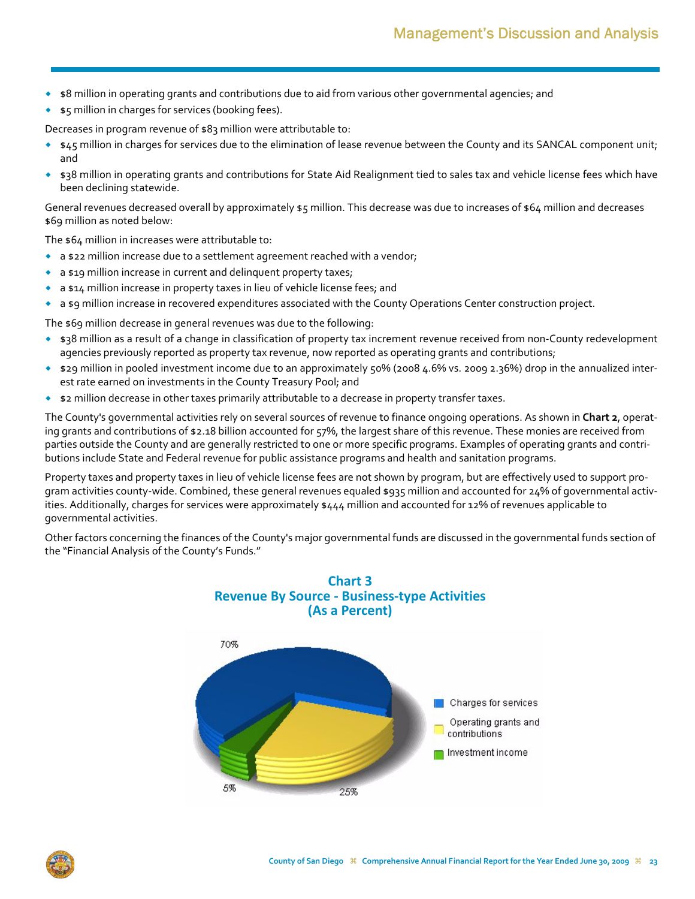- $8 million in operating grants and contributions due to aid from various other governmental agencies; and
- $5 million in charges for services (booking fees).

Decreases in program revenue of $83 million were attributable to:

- $45 million in charges for services due to the elimination of lease revenue between the County and its SANCAL component unit; and
- $38 million in operating grants and contributions for State Aid Realignment tied to sales tax and vehicle license fees which have been declining statewide.

General revenues decreased overall by approximately $5 million. This decrease was due to increases of $64 million and decreases $69 million as noted below:

The $64 million in increases were attributable to:

- a $22 million increase due to a settlement agreement reached with a vendor;
- a $19 million increase in current and delinquent property taxes;
- a $14 million increase in property taxes in lieu of vehicle license fees; and
- a $9 million increase in recovered expenditures associated with the County Operations Center construction project.

The $69 million decrease in general revenues was due to the following:

- $38 million as a result of a change in classification of property tax increment revenue received from non-County redevelopment agencies previously reported as property tax revenue, now reported as operating grants and contributions;
- $29 million in pooled investment income due to an approximately 50% (2008 4.6% vs. 2009 2.36%) drop in the annualized interest rate earned on investments in the County Treasury Pool; and
- $2 million decrease in other taxes primarily attributable to a decrease in property transfer taxes.

The County's governmental activities rely on several sources of revenue to finance ongoing operations. As shown in **Chart 2**, operating grants and contributions of $2.18 billion accounted for 57%, the largest share of this revenue. These monies are received from parties outside the County and are generally restricted to one or more specific programs. Examples of operating grants and contributions include State and Federal revenue for public assistance programs and health and sanitation programs.

Property taxes and property taxes in lieu of vehicle license fees are not shown by program, but are effectively used to support program activities county-wide. Combined, these general revenues equaled $935 million and accounted for 24% of governmental activities. Additionally, charges for services were approximately $444 million and accounted for 12% of revenues applicable to governmental activities.

Other factors concerning the finances of the County's major governmental funds are discussed in the governmental funds section of the "Financial Analysis of the County's Funds."

## Chart 3
## Revenue By Source - Business-type Activities
## (As a Percent)

| Source | Percent |
|---|---|
| Charges for services | 70% |
| Operating grants and contributions | 25% |
| Investment income | 5% |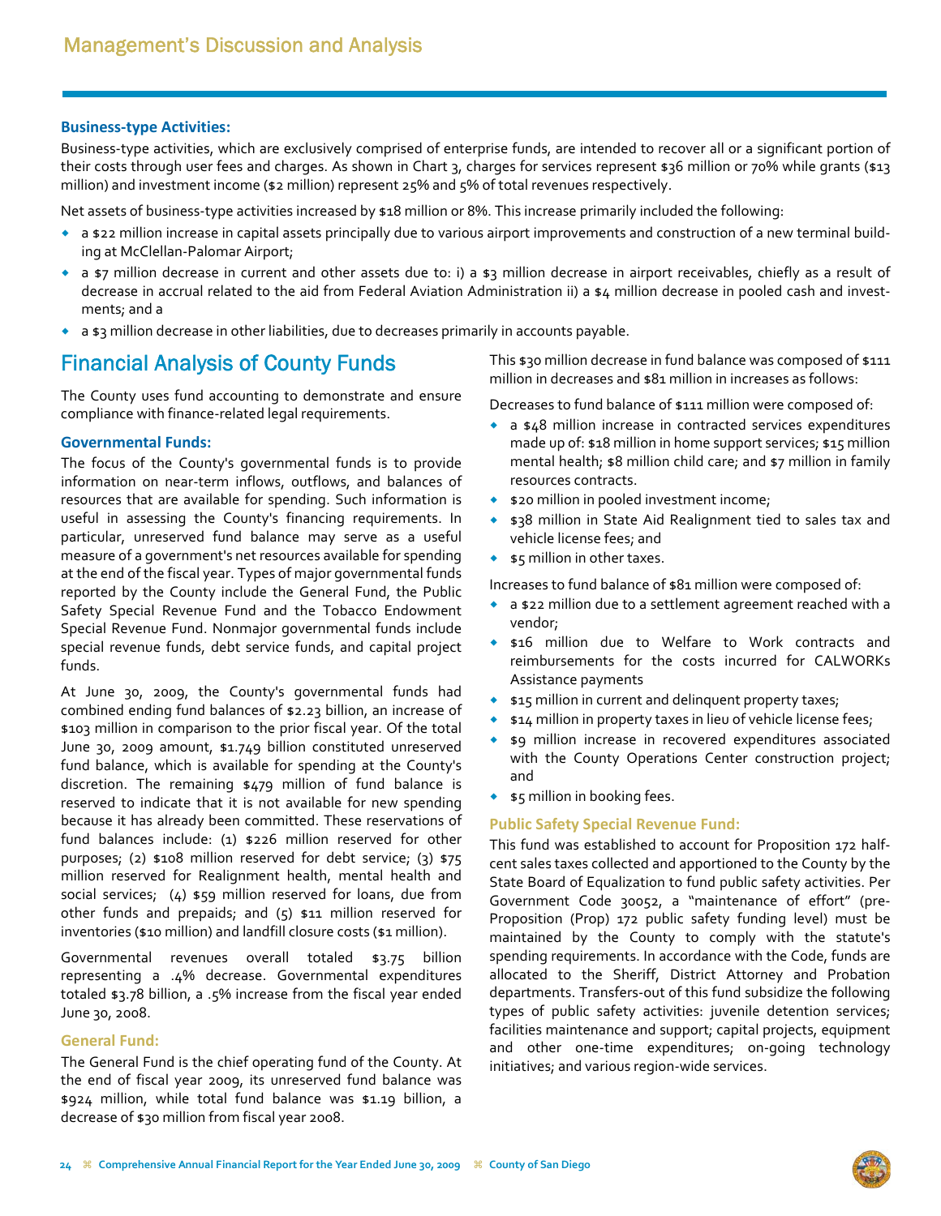### Business-type Activities:

Business-type activities, which are exclusively comprised of enterprise funds, are intended to recover all or a significant portion of their costs through user fees and charges. As shown in Chart 3, charges for services represent $36 million or 70% while grants ($13 million) and investment income ($2 million) represent 25% and 5% of total revenues respectively.

Net assets of business-type activities increased by $18 million or 8%. This increase primarily included the following:

- a $22 million increase in capital assets principally due to various airport improvements and construction of a new terminal building at McClellan-Palomar Airport;
- a $7 million decrease in current and other assets due to: i) a $3 million decrease in airport receivables, chiefly as a result of decrease in accrual related to the aid from Federal Aviation Administration ii) a $4 million decrease in pooled cash and investments; and a
- a $3 million decrease in other liabilities, due to decreases primarily in accounts payable.

## Financial Analysis of County Funds

The County uses fund accounting to demonstrate and ensure compliance with finance-related legal requirements.

### Governmental Funds:

The focus of the County's governmental funds is to provide information on near-term inflows, outflows, and balances of resources that are available for spending. Such information is useful in assessing the County's financing requirements. In particular, unreserved fund balance may serve as a useful measure of a government's net resources available for spending at the end of the fiscal year. Types of major governmental funds reported by the County include the General Fund, the Public Safety Special Revenue Fund and the Tobacco Endowment Special Revenue Fund. Nonmajor governmental funds include special revenue funds, debt service funds, and capital project funds.

At June 30, 2009, the County's governmental funds had combined ending fund balances of $2.23 billion, an increase of $103 million in comparison to the prior fiscal year. Of the total June 30, 2009 amount, $1.749 billion constituted unreserved fund balance, which is available for spending at the County's discretion. The remaining $479 million of fund balance is reserved to indicate that it is not available for new spending because it has already been committed. These reservations of fund balances include: (1) $226 million reserved for other purposes; (2) $108 million reserved for debt service; (3) $75 million reserved for Realignment health, mental health and social services; (4) $59 million reserved for loans, due from other funds and prepaids; and (5) $11 million reserved for inventories ($10 million) and landfill closure costs ($1 million).

Governmental revenues overall totaled $3.75 billion representing a .4% decrease. Governmental expenditures totaled $3.78 billion, a .5% increase from the fiscal year ended June 30, 2008.

### General Fund:

The General Fund is the chief operating fund of the County. At the end of fiscal year 2009, its unreserved fund balance was $924 million, while total fund balance was $1.19 billion, a decrease of $30 million from fiscal year 2008.

This $30 million decrease in fund balance was composed of $111 million in decreases and $81 million in increases as follows:

Decreases to fund balance of $111 million were composed of:

- a $48 million increase in contracted services expenditures made up of: $18 million in home support services; $15 million mental health; $8 million child care; and $7 million in family resources contracts.
- $20 million in pooled investment income;
- $38 million in State Aid Realignment tied to sales tax and vehicle license fees; and
- $5 million in other taxes.

Increases to fund balance of $81 million were composed of:

- a $22 million due to a settlement agreement reached with a vendor;
- $16 million due to Welfare to Work contracts and reimbursements for the costs incurred for CALWORKs Assistance payments
- $15 million in current and delinquent property taxes;
- $14 million in property taxes in lieu of vehicle license fees;
- $9 million increase in recovered expenditures associated with the County Operations Center construction project; and
- $5 million in booking fees.

### Public Safety Special Revenue Fund:

This fund was established to account for Proposition 172 half-cent sales taxes collected and apportioned to the County by the State Board of Equalization to fund public safety activities. Per Government Code 30052, a "maintenance of effort" (pre-Proposition (Prop) 172 public safety funding level) must be maintained by the County to comply with the statute's spending requirements. In accordance with the Code, funds are allocated to the Sheriff, District Attorney and Probation departments. Transfers-out of this fund subsidize the following types of public safety activities: juvenile detention services; facilities maintenance and support; capital projects, equipment and other one-time expenditures; on-going technology initiatives; and various region-wide services.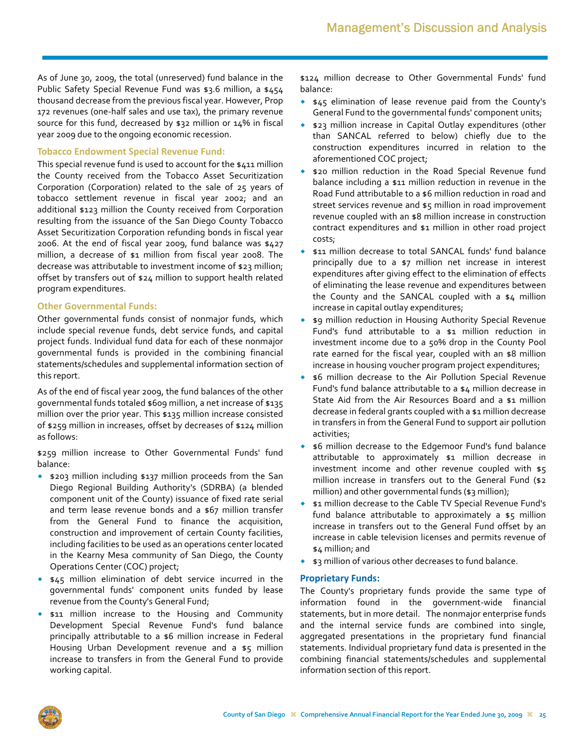As of June 30, 2009, the total (unreserved) fund balance in the Public Safety Special Revenue Fund was $3.6 million, a $454 thousand decrease from the previous fiscal year. However, Prop 172 revenues (one-half sales and use tax), the primary revenue source for this fund, decreased by $32 million or 14% in fiscal year 2009 due to the ongoing economic recession.

### Tobacco Endowment Special Revenue Fund:

This special revenue fund is used to account for the $411 million the County received from the Tobacco Asset Securitization Corporation (Corporation) related to the sale of 25 years of tobacco settlement revenue in fiscal year 2002; and an additional $123 million the County received from Corporation resulting from the issuance of the San Diego County Tobacco Asset Securitization Corporation refunding bonds in fiscal year 2006. At the end of fiscal year 2009, fund balance was $427 million, a decrease of $1 million from fiscal year 2008. The decrease was attributable to investment income of $23 million; offset by transfers out of $24 million to support health related program expenditures.

### Other Governmental Funds:

Other governmental funds consist of nonmajor funds, which include special revenue funds, debt service funds, and capital project funds. Individual fund data for each of these nonmajor governmental funds is provided in the combining financial statements/schedules and supplemental information section of this report.

As of the end of fiscal year 2009, the fund balances of the other governmental funds totaled $609 million, a net increase of $135 million over the prior year. This $135 million increase consisted of $259 million in increases, offset by decreases of $124 million as follows:

$259 million increase to Other Governmental Funds' fund balance:

- $203 million including $137 million proceeds from the San Diego Regional Building Authority's (SDRBA) (a blended component unit of the County) issuance of fixed rate serial and term lease revenue bonds and a $67 million transfer from the General Fund to finance the acquisition, construction and improvement of certain County facilities, including facilities to be used as an operations center located in the Kearny Mesa community of San Diego, the County Operations Center (COC) project;
- $45 million elimination of debt service incurred in the governmental funds' component units funded by lease revenue from the County's General Fund;
- $11 million increase to the Housing and Community Development Special Revenue Fund's fund balance principally attributable to a $6 million increase in Federal Housing Urban Development revenue and a $5 million increase to transfers in from the General Fund to provide working capital.

$124 million decrease to Other Governmental Funds' fund balance:

- $45 elimination of lease revenue paid from the County's General Fund to the governmental funds' component units;
- $23 million increase in Capital Outlay expenditures (other than SANCAL referred to below) chiefly due to the construction expenditures incurred in relation to the aforementioned COC project;
- $20 million reduction in the Road Special Revenue fund balance including a $11 million reduction in revenue in the Road Fund attributable to a $6 million reduction in road and street services revenue and $5 million in road improvement revenue coupled with an $8 million increase in construction contract expenditures and $1 million in other road project costs;
- $11 million decrease to total SANCAL funds' fund balance principally due to a $7 million net increase in interest expenditures after giving effect to the elimination of effects of eliminating the lease revenue and expenditures between the County and the SANCAL coupled with a $4 million increase in capital outlay expenditures;
- $9 million reduction in Housing Authority Special Revenue Fund's fund attributable to a $1 million reduction in investment income due to a 50% drop in the County Pool rate earned for the fiscal year, coupled with an $8 million increase in housing voucher program project expenditures;
- $6 million decrease to the Air Pollution Special Revenue Fund's fund balance attributable to a $4 million decrease in State Aid from the Air Resources Board and a $1 million decrease in federal grants coupled with a $1 million decrease in transfers in from the General Fund to support air pollution activities;
- $6 million decrease to the Edgemoor Fund's fund balance attributable to approximately $1 million decrease in investment income and other revenue coupled with $5 million increase in transfers out to the General Fund ($2 million) and other governmental funds ($3 million);
- $1 million decrease to the Cable TV Special Revenue Fund's fund balance attributable to approximately a $5 million increase in transfers out to the General Fund offset by an increase in cable television licenses and permits revenue of $4 million; and
- $3 million of various other decreases to fund balance.

### Proprietary Funds:

The County's proprietary funds provide the same type of information found in the government-wide financial statements, but in more detail. The nonmajor enterprise funds and the internal service funds are combined into single, aggregated presentations in the proprietary fund financial statements. Individual proprietary fund data is presented in the combining financial statements/schedules and supplemental information section of this report.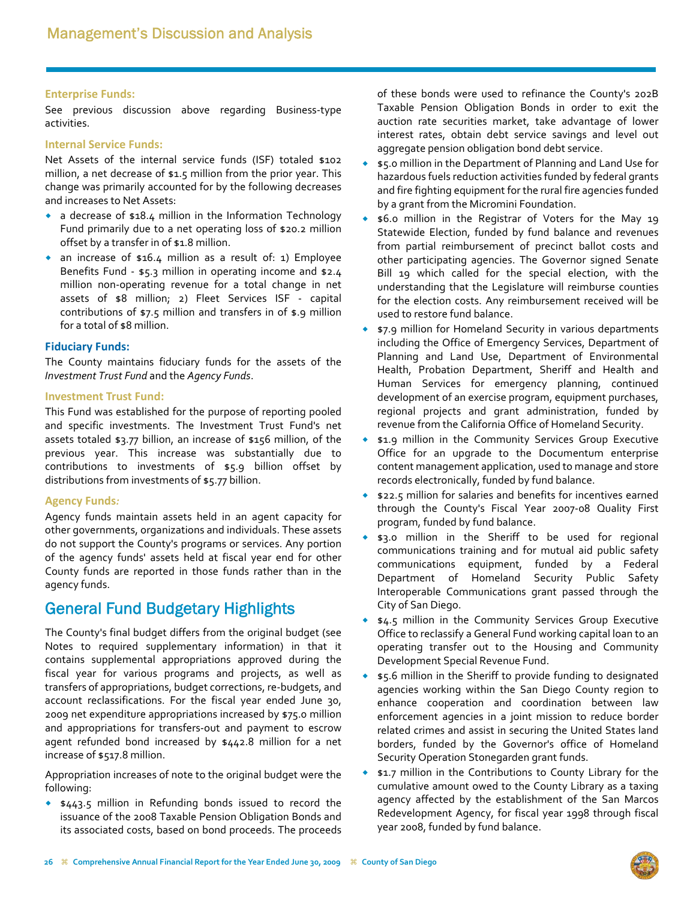### Enterprise Funds:

See previous discussion above regarding Business-type activities.

### Internal Service Funds:

Net Assets of the internal service funds (ISF) totaled $102 million, a net decrease of $1.5 million from the prior year. This change was primarily accounted for by the following decreases and increases to Net Assets:

- a decrease of $18.4 million in the Information Technology Fund primarily due to a net operating loss of $20.2 million offset by a transfer in of $1.8 million.
- an increase of $16.4 million as a result of: 1) Employee Benefits Fund - $5.3 million in operating income and $2.4 million non-operating revenue for a total change in net assets of $8 million; 2) Fleet Services ISF - capital contributions of $7.5 million and transfers in of $.9 million for a total of $8 million.

### Fiduciary Funds:

The County maintains fiduciary funds for the assets of the *Investment Trust Fund* and the *Agency Funds*.

### Investment Trust Fund:

This Fund was established for the purpose of reporting pooled and specific investments. The Investment Trust Fund's net assets totaled $3.77 billion, an increase of $156 million, of the previous year. This increase was substantially due to contributions to investments of $5.9 billion offset by distributions from investments of $5.77 billion.

### Agency Funds:

Agency funds maintain assets held in an agent capacity for other governments, organizations and individuals. These assets do not support the County's programs or services. Any portion of the agency funds' assets held at fiscal year end for other County funds are reported in those funds rather than in the agency funds.

## General Fund Budgetary Highlights

The County's final budget differs from the original budget (see Notes to required supplementary information) in that it contains supplemental appropriations approved during the fiscal year for various programs and projects, as well as transfers of appropriations, budget corrections, re-budgets, and account reclassifications. For the fiscal year ended June 30, 2009 net expenditure appropriations increased by $75.0 million and appropriations for transfers-out and payment to escrow agent refunded bond increased by $442.8 million for a net increase of $517.8 million.

Appropriation increases of note to the original budget were the following:

- $443.5 million in Refunding bonds issued to record the issuance of the 2008 Taxable Pension Obligation Bonds and its associated costs, based on bond proceeds. The proceeds of these bonds were used to refinance the County's 202B Taxable Pension Obligation Bonds in order to exit the auction rate securities market, take advantage of lower interest rates, obtain debt service savings and level out aggregate pension obligation bond debt service.
- $5.0 million in the Department of Planning and Land Use for hazardous fuels reduction activities funded by federal grants and fire fighting equipment for the rural fire agencies funded by a grant from the Micromini Foundation.
- $6.0 million in the Registrar of Voters for the May 19 Statewide Election, funded by fund balance and revenues from partial reimbursement of precinct ballot costs and other participating agencies. The Governor signed Senate Bill 19 which called for the special election, with the understanding that the Legislature will reimburse counties for the election costs. Any reimbursement received will be used to restore fund balance.
- $7.9 million for Homeland Security in various departments including the Office of Emergency Services, Department of Planning and Land Use, Department of Environmental Health, Probation Department, Sheriff and Health and Human Services for emergency planning, continued development of an exercise program, equipment purchases, regional projects and grant administration, funded by revenue from the California Office of Homeland Security.
- $1.9 million in the Community Services Group Executive Office for an upgrade to the Documentum enterprise content management application, used to manage and store records electronically, funded by fund balance.
- $22.5 million for salaries and benefits for incentives earned through the County's Fiscal Year 2007-08 Quality First program, funded by fund balance.
- $3.0 million in the Sheriff to be used for regional communications training and for mutual aid public safety communications equipment, funded by a Federal Department of Homeland Security Public Safety Interoperable Communications grant passed through the City of San Diego.
- $4.5 million in the Community Services Group Executive Office to reclassify a General Fund working capital loan to an operating transfer out to the Housing and Community Development Special Revenue Fund.
- $5.6 million in the Sheriff to provide funding to designated agencies working within the San Diego County region to enhance cooperation and coordination between law enforcement agencies in a joint mission to reduce border related crimes and assist in securing the United States land borders, funded by the Governor's office of Homeland Security Operation Stonegarden grant funds.
- $1.7 million in the Contributions to County Library for the cumulative amount owed to the County Library as a taxing agency affected by the establishment of the San Marcos Redevelopment Agency, for fiscal year 1998 through fiscal year 2008, funded by fund balance.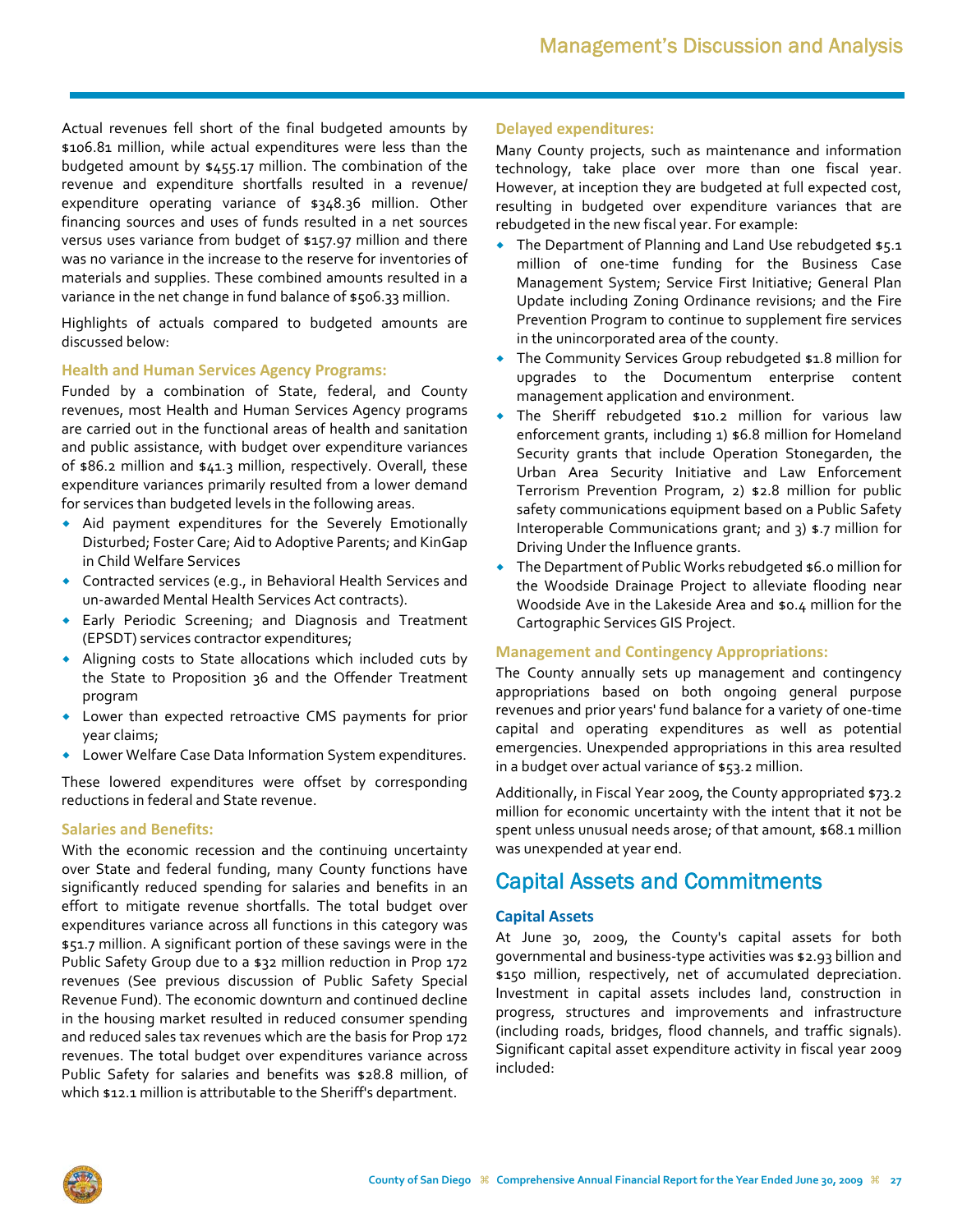Actual revenues fell short of the final budgeted amounts by $106.81 million, while actual expenditures were less than the budgeted amount by $455.17 million. The combination of the revenue and expenditure shortfalls resulted in a revenue/expenditure operating variance of $348.36 million. Other financing sources and uses of funds resulted in a net sources versus uses variance from budget of $157.97 million and there was no variance in the increase to the reserve for inventories of materials and supplies. These combined amounts resulted in a variance in the net change in fund balance of $506.33 million.

Highlights of actuals compared to budgeted amounts are discussed below:

### Health and Human Services Agency Programs:

Funded by a combination of State, federal, and County revenues, most Health and Human Services Agency programs are carried out in the functional areas of health and sanitation and public assistance, with budget over expenditure variances of $86.2 million and $41.3 million, respectively. Overall, these expenditure variances primarily resulted from a lower demand for services than budgeted levels in the following areas.

- Aid payment expenditures for the Severely Emotionally Disturbed; Foster Care; Aid to Adoptive Parents; and KinGap in Child Welfare Services
- Contracted services (e.g., in Behavioral Health Services and un-awarded Mental Health Services Act contracts).
- Early Periodic Screening; and Diagnosis and Treatment (EPSDT) services contractor expenditures;
- Aligning costs to State allocations which included cuts by the State to Proposition 36 and the Offender Treatment program
- Lower than expected retroactive CMS payments for prior year claims;
- Lower Welfare Case Data Information System expenditures.

These lowered expenditures were offset by corresponding reductions in federal and State revenue.

### Salaries and Benefits:

With the economic recession and the continuing uncertainty over State and federal funding, many County functions have significantly reduced spending for salaries and benefits in an effort to mitigate revenue shortfalls. The total budget over expenditures variance across all functions in this category was $51.7 million. A significant portion of these savings were in the Public Safety Group due to a $32 million reduction in Prop 172 revenues (See previous discussion of Public Safety Special Revenue Fund). The economic downturn and continued decline in the housing market resulted in reduced consumer spending and reduced sales tax revenues which are the basis for Prop 172 revenues. The total budget over expenditures variance across Public Safety for salaries and benefits was $28.8 million, of which $12.1 million is attributable to the Sheriff's department.

### Delayed expenditures:

Many County projects, such as maintenance and information technology, take place over more than one fiscal year. However, at inception they are budgeted at full expected cost, resulting in budgeted over expenditure variances that are rebudgeted in the new fiscal year. For example:

- The Department of Planning and Land Use rebudgeted $5.1 million of one-time funding for the Business Case Management System; Service First Initiative; General Plan Update including Zoning Ordinance revisions; and the Fire Prevention Program to continue to supplement fire services in the unincorporated area of the county.
- The Community Services Group rebudgeted $1.8 million for upgrades to the Documentum enterprise content management application and environment.
- The Sheriff rebudgeted $10.2 million for various law enforcement grants, including 1) $6.8 million for Homeland Security grants that include Operation Stonegarden, the Urban Area Security Initiative and Law Enforcement Terrorism Prevention Program, 2) $2.8 million for public safety communications equipment based on a Public Safety Interoperable Communications grant; and 3) $.7 million for Driving Under the Influence grants.
- The Department of Public Works rebudgeted $6.0 million for the Woodside Drainage Project to alleviate flooding near Woodside Ave in the Lakeside Area and $0.4 million for the Cartographic Services GIS Project.

### Management and Contingency Appropriations:

The County annually sets up management and contingency appropriations based on both ongoing general purpose revenues and prior years' fund balance for a variety of one-time capital and operating expenditures as well as potential emergencies. Unexpended appropriations in this area resulted in a budget over actual variance of $53.2 million.

Additionally, in Fiscal Year 2009, the County appropriated $73.2 million for economic uncertainty with the intent that it not be spent unless unusual needs arose; of that amount, $68.1 million was unexpended at year end.

## Capital Assets and Commitments

### Capital Assets

At June 30, 2009, the County's capital assets for both governmental and business-type activities was $2.93 billion and $150 million, respectively, net of accumulated depreciation. Investment in capital assets includes land, construction in progress, structures and improvements and infrastructure (including roads, bridges, flood channels, and traffic signals). Significant capital asset expenditure activity in fiscal year 2009 included: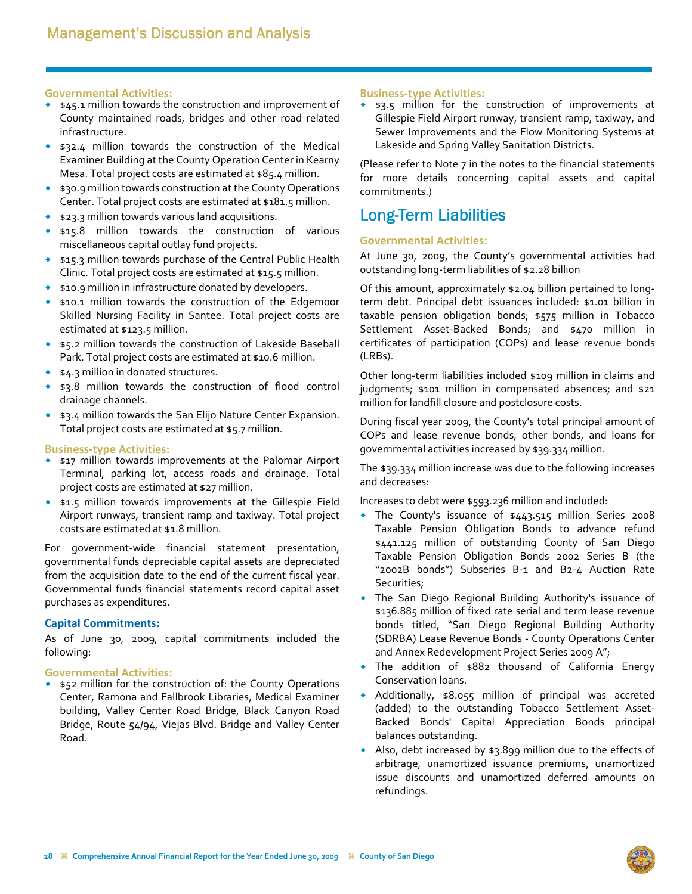**Governmental Activities:**

- $45.1 million towards the construction and improvement of County maintained roads, bridges and other road related infrastructure.
- $32.4 million towards the construction of the Medical Examiner Building at the County Operation Center in Kearny Mesa. Total project costs are estimated at $85.4 million.
- $30.9 million towards construction at the County Operations Center. Total project costs are estimated at $181.5 million.
- $23.3 million towards various land acquisitions.
- $15.8 million towards the construction of various miscellaneous capital outlay fund projects.
- $15.3 million towards purchase of the Central Public Health Clinic. Total project costs are estimated at $15.5 million.
- $10.9 million in infrastructure donated by developers.
- $10.1 million towards the construction of the Edgemoor Skilled Nursing Facility in Santee. Total project costs are estimated at $123.5 million.
- $5.2 million towards the construction of Lakeside Baseball Park. Total project costs are estimated at $10.6 million.
- $4.3 million in donated structures.
- $3.8 million towards the construction of flood control drainage channels.
- $3.4 million towards the San Elijo Nature Center Expansion. Total project costs are estimated at $5.7 million.

**Business-type Activities:**

- $17 million towards improvements at the Palomar Airport Terminal, parking lot, access roads and drainage. Total project costs are estimated at $27 million.
- $1.5 million towards improvements at the Gillespie Field Airport runways, transient ramp and taxiway. Total project costs are estimated at $1.8 million.

For government-wide financial statement presentation, governmental funds depreciable capital assets are depreciated from the acquisition date to the end of the current fiscal year. Governmental funds financial statements record capital asset purchases as expenditures.

### Capital Commitments:

As of June 30, 2009, capital commitments included the following:

**Governmental Activities:**

- $52 million for the construction of: the County Operations Center, Ramona and Fallbrook Libraries, Medical Examiner building, Valley Center Road Bridge, Black Canyon Road Bridge, Route 54/94, Viejas Blvd. Bridge and Valley Center Road.

**Business-type Activities:**

- $3.5 million for the construction of improvements at Gillespie Field Airport runway, transient ramp, taxiway, and Sewer Improvements and the Flow Monitoring Systems at Lakeside and Spring Valley Sanitation Districts.

(Please refer to Note 7 in the notes to the financial statements for more details concerning capital assets and capital commitments.)

## Long-Term Liabilities

**Governmental Activities:**

At June 30, 2009, the County's governmental activities had outstanding long-term liabilities of $2.28 billion

Of this amount, approximately $2.04 billion pertained to long-term debt. Principal debt issuances included: $1.01 billion in taxable pension obligation bonds; $575 million in Tobacco Settlement Asset-Backed Bonds; and $470 million in certificates of participation (COPs) and lease revenue bonds (LRBs).

Other long-term liabilities included $109 million in claims and judgments; $101 million in compensated absences; and $21 million for landfill closure and postclosure costs.

During fiscal year 2009, the County's total principal amount of COPs and lease revenue bonds, other bonds, and loans for governmental activities increased by $39.334 million.

The $39.334 million increase was due to the following increases and decreases:

Increases to debt were $593.236 million and included:

- The County's issuance of $443.515 million Series 2008 Taxable Pension Obligation Bonds to advance refund $441.125 million of outstanding County of San Diego Taxable Pension Obligation Bonds 2002 Series B (the "2002B bonds") Subseries B-1 and B2-4 Auction Rate Securities;
- The San Diego Regional Building Authority's issuance of $136.885 million of fixed rate serial and term lease revenue bonds titled, "San Diego Regional Building Authority (SDRBA) Lease Revenue Bonds - County Operations Center and Annex Redevelopment Project Series 2009 A";
- The addition of $882 thousand of California Energy Conservation loans.
- Additionally, $8.055 million of principal was accreted (added) to the outstanding Tobacco Settlement Asset-Backed Bonds' Capital Appreciation Bonds principal balances outstanding.
- Also, debt increased by $3.899 million due to the effects of arbitrage, unamortized issuance premiums, unamortized issue discounts and unamortized deferred amounts on refundings.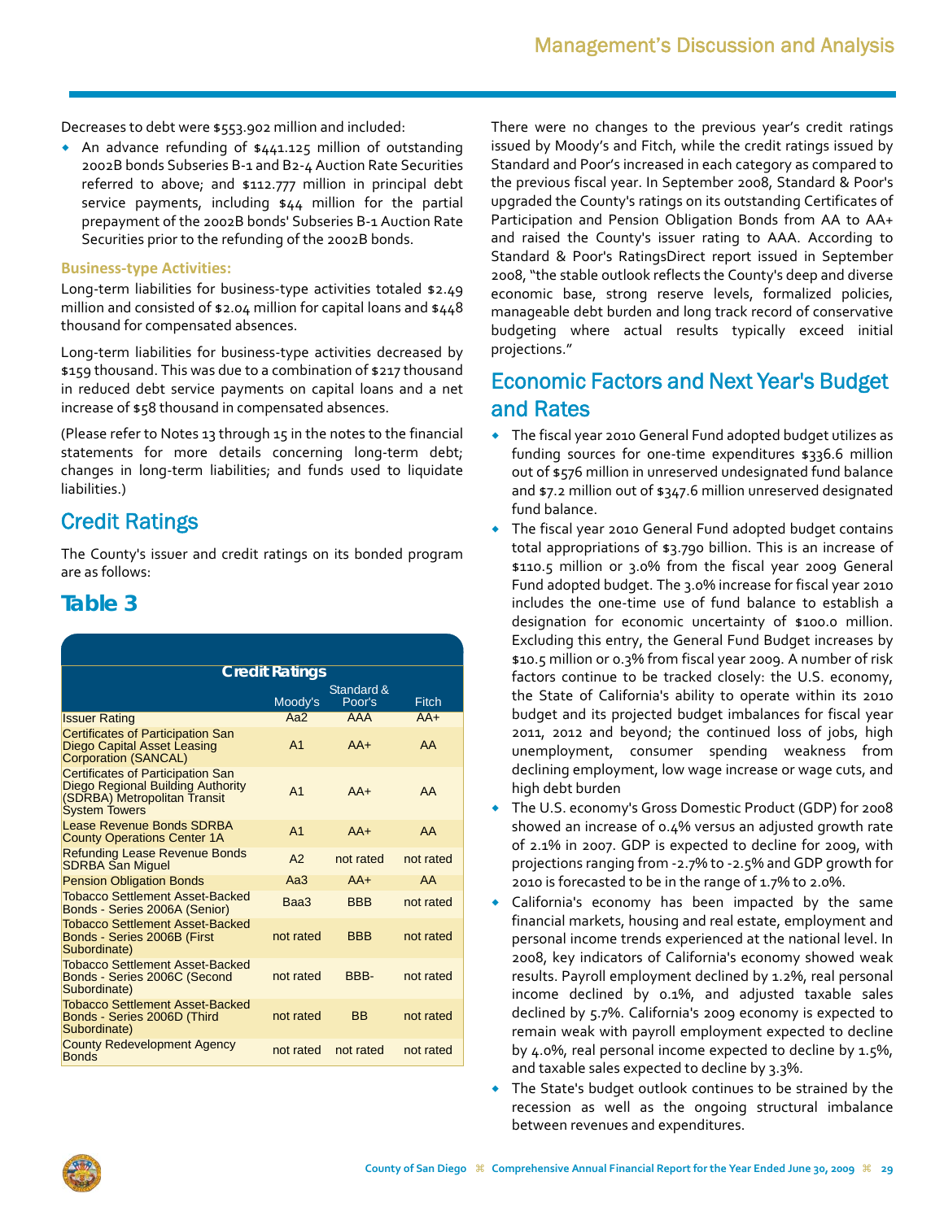Decreases to debt were $553.902 million and included:

- An advance refunding of $441.125 million of outstanding 2002B bonds Subseries B-1 and B2-4 Auction Rate Securities referred to above; and $112.777 million in principal debt service payments, including $44 million for the partial prepayment of the 2002B bonds' Subseries B-1 Auction Rate Securities prior to the refunding of the 2002B bonds.

### Business-type Activities:

Long-term liabilities for business-type activities totaled $2.49 million and consisted of $2.04 million for capital loans and $448 thousand for compensated absences.

Long-term liabilities for business-type activities decreased by $159 thousand. This was due to a combination of $217 thousand in reduced debt service payments on capital loans and a net increase of $58 thousand in compensated absences.

(Please refer to Notes 13 through 15 in the notes to the financial statements for more details concerning long-term debt; changes in long-term liabilities; and funds used to liquidate liabilities.)

## Credit Ratings

The County's issuer and credit ratings on its bonded program are as follows:

## Table 3

| Credit Ratings | Moody's | Standard & Poor's | Fitch |
|---|---|---|---|
| Issuer Rating | Aa2 | AAA | AA+ |
| Certificates of Participation San Diego Capital Asset Leasing Corporation (SANCAL) | A1 | AA+ | AA |
| Certificates of Participation San Diego Regional Building Authority (SDRBA) Metropolitan Transit System Towers | A1 | AA+ | AA |
| Lease Revenue Bonds SDRBA County Operations Center 1A | A1 | AA+ | AA |
| Refunding Lease Revenue Bonds SDRBA San Miguel | A2 | not rated | not rated |
| Pension Obligation Bonds | Aa3 | AA+ | AA |
| Tobacco Settlement Asset-Backed Bonds - Series 2006A (Senior) | Baa3 | BBB | not rated |
| Tobacco Settlement Asset-Backed Bonds - Series 2006B (First Subordinate) | not rated | BBB | not rated |
| Tobacco Settlement Asset-Backed Bonds - Series 2006C (Second Subordinate) | not rated | BBB- | not rated |
| Tobacco Settlement Asset-Backed Bonds - Series 2006D (Third Subordinate) | not rated | BB | not rated |
| County Redevelopment Agency Bonds | not rated | not rated | not rated |

There were no changes to the previous year's credit ratings issued by Moody's and Fitch, while the credit ratings issued by Standard and Poor's increased in each category as compared to the previous fiscal year. In September 2008, Standard & Poor's upgraded the County's ratings on its outstanding Certificates of Participation and Pension Obligation Bonds from AA to AA+ and raised the County's issuer rating to AAA. According to Standard & Poor's RatingsDirect report issued in September 2008, "the stable outlook reflects the County's deep and diverse economic base, strong reserve levels, formalized policies, manageable debt burden and long track record of conservative budgeting where actual results typically exceed initial projections."

## Economic Factors and Next Year's Budget and Rates

- The fiscal year 2010 General Fund adopted budget utilizes as funding sources for one-time expenditures $336.6 million out of $576 million in unreserved undesignated fund balance and $7.2 million out of $347.6 million unreserved designated fund balance.
- The fiscal year 2010 General Fund adopted budget contains total appropriations of $3.790 billion. This is an increase of $110.5 million or 3.0% from the fiscal year 2009 General Fund adopted budget. The 3.0% increase for fiscal year 2010 includes the one-time use of fund balance to establish a designation for economic uncertainty of $100.0 million. Excluding this entry, the General Fund Budget increases by $10.5 million or 0.3% from fiscal year 2009. A number of risk factors continue to be tracked closely: the U.S. economy, the State of California's ability to operate within its 2010 budget and its projected budget imbalances for fiscal year 2011, 2012 and beyond; the continued loss of jobs, high unemployment, consumer spending weakness from declining employment, low wage increase or wage cuts, and high debt burden
- The U.S. economy's Gross Domestic Product (GDP) for 2008 showed an increase of 0.4% versus an adjusted growth rate of 2.1% in 2007. GDP is expected to decline for 2009, with projections ranging from -2.7% to -2.5% and GDP growth for 2010 is forecasted to be in the range of 1.7% to 2.0%.
- California's economy has been impacted by the same financial markets, housing and real estate, employment and personal income trends experienced at the national level. In 2008, key indicators of California's economy showed weak results. Payroll employment declined by 1.2%, real personal income declined by 0.1%, and adjusted taxable sales declined by 5.7%. California's 2009 economy is expected to remain weak with payroll employment expected to decline by 4.0%, real personal income expected to decline by 1.5%, and taxable sales expected to decline by 3.3%.
- The State's budget outlook continues to be strained by the recession as well as the ongoing structural imbalance between revenues and expenditures.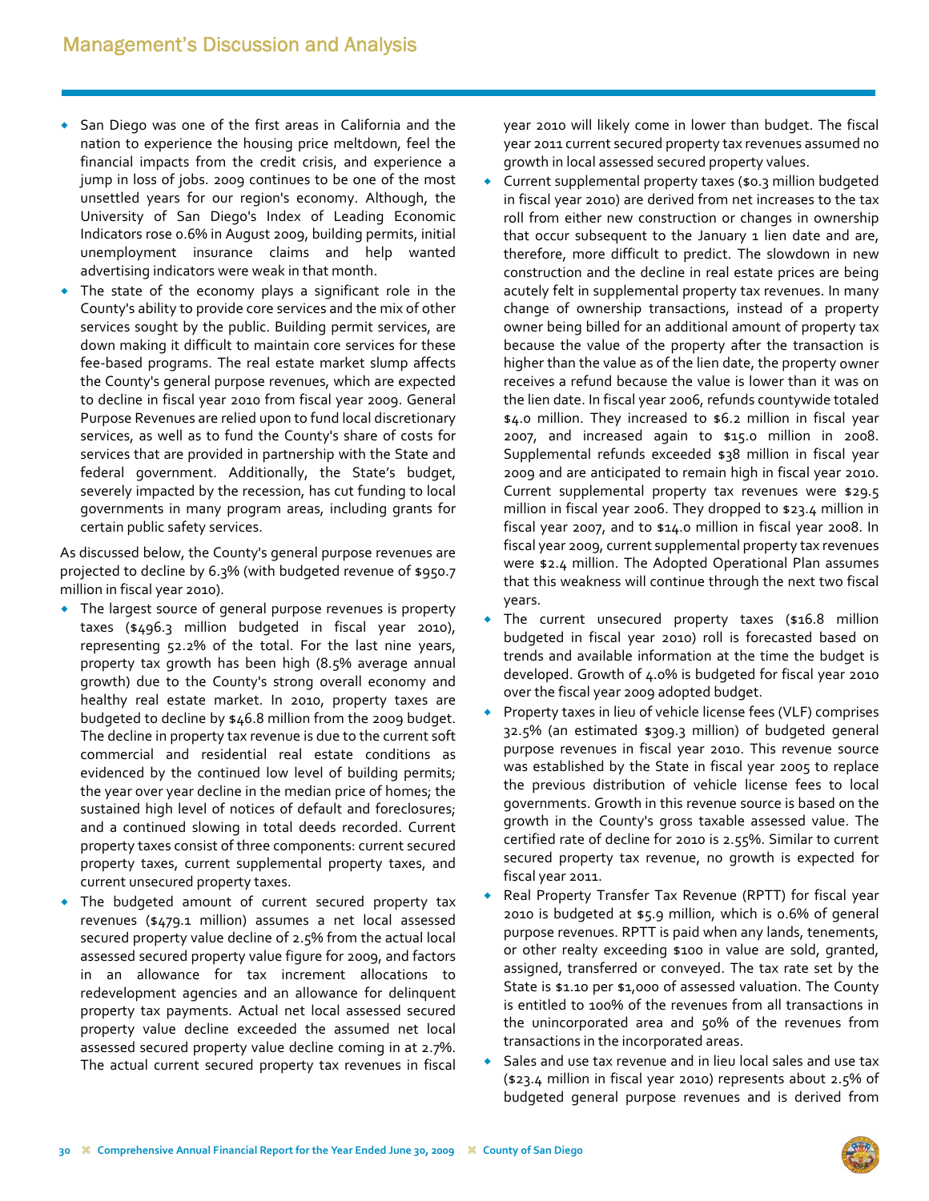## Management's Discussion and Analysis

- San Diego was one of the first areas in California and the nation to experience the housing price meltdown, feel the financial impacts from the credit crisis, and experience a jump in loss of jobs. 2009 continues to be one of the most unsettled years for our region's economy. Although, the University of San Diego's Index of Leading Economic Indicators rose 0.6% in August 2009, building permits, initial unemployment insurance claims and help wanted advertising indicators were weak in that month.
- The state of the economy plays a significant role in the County's ability to provide core services and the mix of other services sought by the public. Building permit services, are down making it difficult to maintain core services for these fee-based programs. The real estate market slump affects the County's general purpose revenues, which are expected to decline in fiscal year 2010 from fiscal year 2009. General Purpose Revenues are relied upon to fund local discretionary services, as well as to fund the County's share of costs for services that are provided in partnership with the State and federal government. Additionally, the State's budget, severely impacted by the recession, has cut funding to local governments in many program areas, including grants for certain public safety services.

As discussed below, the County's general purpose revenues are projected to decline by 6.3% (with budgeted revenue of $950.7 million in fiscal year 2010).

- The largest source of general purpose revenues is property taxes ($496.3 million budgeted in fiscal year 2010), representing 52.2% of the total. For the last nine years, property tax growth has been high (8.5% average annual growth) due to the County's strong overall economy and healthy real estate market. In 2010, property taxes are budgeted to decline by $46.8 million from the 2009 budget. The decline in property tax revenue is due to the current soft commercial and residential real estate conditions as evidenced by the continued low level of building permits; the year over year decline in the median price of homes; the sustained high level of notices of default and foreclosures; and a continued slowing in total deeds recorded. Current property taxes consist of three components: current secured property taxes, current supplemental property taxes, and current unsecured property taxes.
- The budgeted amount of current secured property tax revenues ($479.1 million) assumes a net local assessed secured property value decline of 2.5% from the actual local assessed secured property value figure for 2009, and factors in an allowance for tax increment allocations to redevelopment agencies and an allowance for delinquent property tax payments. Actual net local assessed secured property value decline exceeded the assumed net local assessed secured property value decline coming in at 2.7%. The actual current secured property tax revenues in fiscal year 2010 will likely come in lower than budget. The fiscal year 2011 current secured property tax revenues assumed no growth in local assessed secured property values.
- Current supplemental property taxes ($0.3 million budgeted in fiscal year 2010) are derived from net increases to the tax roll from either new construction or changes in ownership that occur subsequent to the January 1 lien date and are, therefore, more difficult to predict. The slowdown in new construction and the decline in real estate prices are being acutely felt in supplemental property tax revenues. In many change of ownership transactions, instead of a property owner being billed for an additional amount of property tax because the value of the property after the transaction is higher than the value as of the lien date, the property owner receives a refund because the value is lower than it was on the lien date. In fiscal year 2006, refunds countywide totaled $4.0 million. They increased to $6.2 million in fiscal year 2007, and increased again to $15.0 million in 2008. Supplemental refunds exceeded $38 million in fiscal year 2009 and are anticipated to remain high in fiscal year 2010. Current supplemental property tax revenues were $29.5 million in fiscal year 2006. They dropped to $23.4 million in fiscal year 2007, and to $14.0 million in fiscal year 2008. In fiscal year 2009, current supplemental property tax revenues were $2.4 million. The Adopted Operational Plan assumes that this weakness will continue through the next two fiscal years.
- The current unsecured property taxes ($16.8 million budgeted in fiscal year 2010) roll is forecasted based on trends and available information at the time the budget is developed. Growth of 4.0% is budgeted for fiscal year 2010 over the fiscal year 2009 adopted budget.
- Property taxes in lieu of vehicle license fees (VLF) comprises 32.5% (an estimated $309.3 million) of budgeted general purpose revenues in fiscal year 2010. This revenue source was established by the State in fiscal year 2005 to replace the previous distribution of vehicle license fees to local governments. Growth in this revenue source is based on the growth in the County's gross taxable assessed value. The certified rate of decline for 2010 is 2.55%. Similar to current secured property tax revenue, no growth is expected for fiscal year 2011.
- Real Property Transfer Tax Revenue (RPTT) for fiscal year 2010 is budgeted at $5.9 million, which is 0.6% of general purpose revenues. RPTT is paid when any lands, tenements, or other realty exceeding $100 in value are sold, granted, assigned, transferred or conveyed. The tax rate set by the State is $1.10 per $1,000 of assessed valuation. The County is entitled to 100% of the revenues from all transactions in the unincorporated area and 50% of the revenues from transactions in the incorporated areas.
- Sales and use tax revenue and in lieu local sales and use tax ($23.4 million in fiscal year 2010) represents about 2.5% of budgeted general purpose revenues and is derived from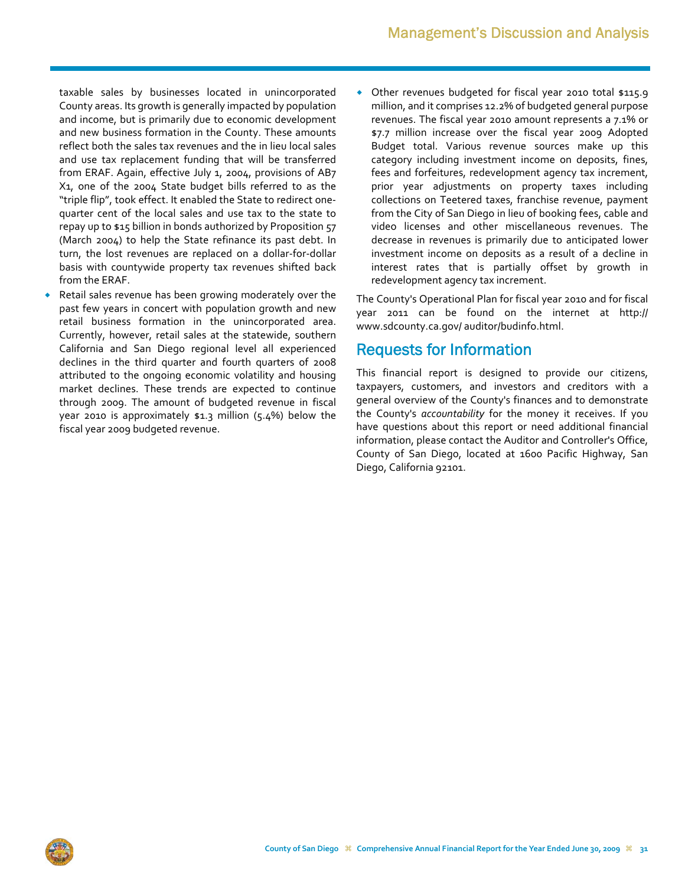taxable sales by businesses located in unincorporated County areas. Its growth is generally impacted by population and income, but is primarily due to economic development and new business formation in the County. These amounts reflect both the sales tax revenues and the in lieu local sales and use tax replacement funding that will be transferred from ERAF. Again, effective July 1, 2004, provisions of AB7 X1, one of the 2004 State budget bills referred to as the "triple flip", took effect. It enabled the State to redirect one-quarter cent of the local sales and use tax to the state to repay up to $15 billion in bonds authorized by Proposition 57 (March 2004) to help the State refinance its past debt. In turn, the lost revenues are replaced on a dollar-for-dollar basis with countywide property tax revenues shifted back from the ERAF.

- Retail sales revenue has been growing moderately over the past few years in concert with population growth and new retail business formation in the unincorporated area. Currently, however, retail sales at the statewide, southern California and San Diego regional level all experienced declines in the third quarter and fourth quarters of 2008 attributed to the ongoing economic volatility and housing market declines. These trends are expected to continue through 2009. The amount of budgeted revenue in fiscal year 2010 is approximately $1.3 million (5.4%) below the fiscal year 2009 budgeted revenue.
- Other revenues budgeted for fiscal year 2010 total $115.9 million, and it comprises 12.2% of budgeted general purpose revenues. The fiscal year 2010 amount represents a 7.1% or $7.7 million increase over the fiscal year 2009 Adopted Budget total. Various revenue sources make up this category including investment income on deposits, fines, fees and forfeitures, redevelopment agency tax increment, prior year adjustments on property taxes including collections on Teetered taxes, franchise revenue, payment from the City of San Diego in lieu of booking fees, cable and video licenses and other miscellaneous revenues. The decrease in revenues is primarily due to anticipated lower investment income on deposits as a result of a decline in interest rates that is partially offset by growth in redevelopment agency tax increment.

The County's Operational Plan for fiscal year 2010 and for fiscal year 2011 can be found on the internet at http://www.sdcounty.ca.gov/auditor/budinfo.html.

## Requests for Information

This financial report is designed to provide our citizens, taxpayers, customers, and investors and creditors with a general overview of the County's finances and to demonstrate the County's *accountability* for the money it receives. If you have questions about this report or need additional financial information, please contact the Auditor and Controller's Office, County of San Diego, located at 1600 Pacific Highway, San Diego, California 92101.